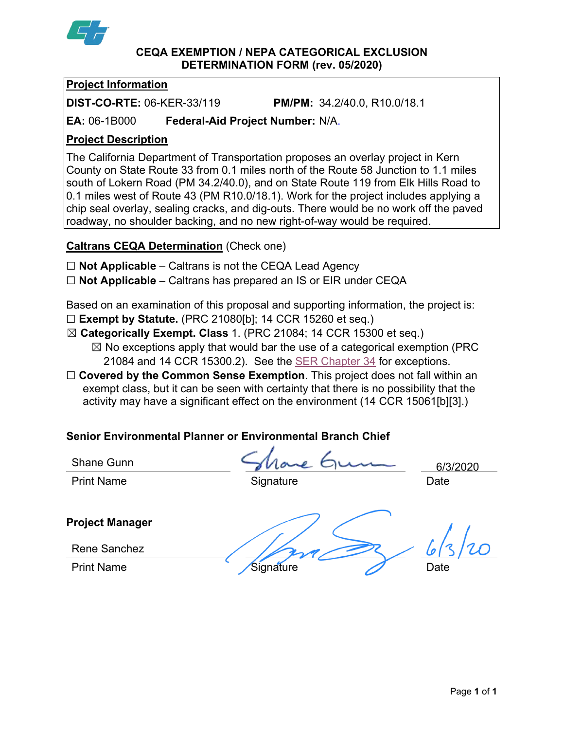# CEQA EXEMPTION / NEPA CATEGORICAL EXCLUSION DETERMINATION FORM (rev. 05/2020)

**Project Information**

**DIST-CO-RTE:** 06-KER-33/119 **PM/PM:** 34.2/40.0, R10.0/18.1

**EA:** 06-1B000 **Federal-Aid Project Number:** N/A.

**Project Description**

The California Department of Transportation proposes an overlay project in Kern County on State Route 33 from 0.1 miles north of the Route 58 Junction to 1.1 miles south of Lokern Road (PM 34.2/40.0), and on State Route 119 from Elk Hills Road to 0.1 miles west of Route 43 (PM R10.0/18.1). Work for the project includes applying a chip seal overlay, sealing cracks, and dig-outs. There would be no work off the paved roadway, no shoulder backing, and no new right-of-way would be required.

**Caltrans CEQA Determination** (Check one)

☐ **Not Applicable** – Caltrans is not the CEQA Lead Agency

☐ **Not Applicable** – Caltrans has prepared an IS or EIR under CEQA

Based on an examination of this proposal and supporting information, the project is:

☐ **Exempt by Statute.** (PRC 21080[b]; 14 CCR 15260 et seq.)

☒ **Categorically Exempt. Class** 1. (PRC 21084; 14 CCR 15300 et seq.)

☒ No exceptions apply that would bar the use of a categorical exemption (PRC 21084 and 14 CCR 15300.2). See the SER Chapter 34 for exceptions.

☐ **Covered by the Common Sense Exemption**. This project does not fall within an exempt class, but it can be seen with certainty that there is no possibility that the activity may have a significant effect on the environment (14 CCR 15061[b][3].)

**Senior Environmental Planner or Environmental Branch Chief**

| Shane Gunn | Shane Gunn | 6/3/2020 |
|---|---|---|
| Print Name | Signature | Date |

**Project Manager**

| Rene Sanchez | [Signature] | 6/3/20 |
|---|---|---|
| Print Name | Signature | Date |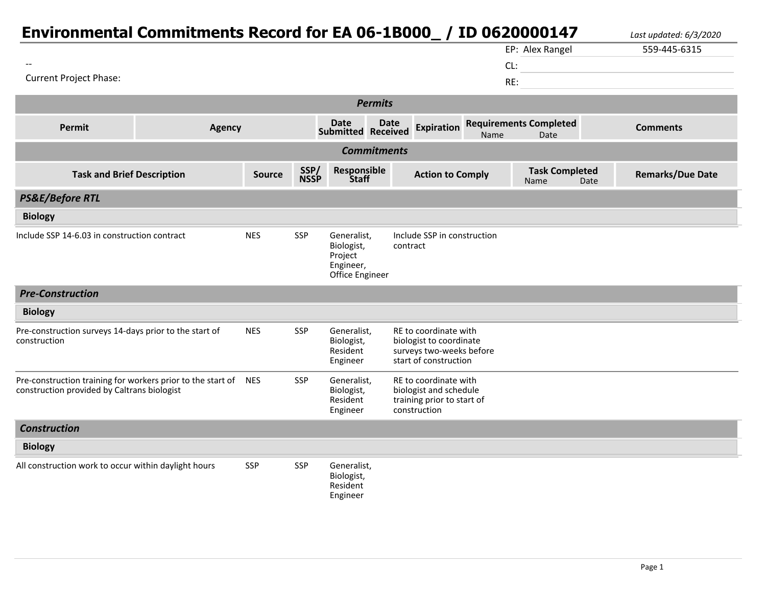# Environmental Commitments Record for EA 06-1B000_ / ID 0620000147

*Last updated: 6/3/2020*

--

Current Project Phase:

EP: Alex Rangel 559-445-6315

CL:

RE:

| Permits | | | | | | | |
|---|---|---|---|---|---|---|---|
| Permit | Agency | Date Submitted | Date Received | Expiration | Requirements Completed Name | Requirements Completed Date | Comments |

## Commitments

| Task and Brief Description | Source | SSP/ NSSP | Responsible Staff | Action to Comply | Task Completed Name | Task Completed Date | Remarks/Due Date |
|---|---|---|---|---|---|---|---|
| ***PS&E/Before RTL*** | | | | | | | |
| **Biology** | | | | | | | |
| Include SSP 14-6.03 in construction contract | NES | SSP | Generalist, Biologist, Project Engineer, Office Engineer | Include SSP in construction contract | | | |
| ***Pre-Construction*** | | | | | | | |
| **Biology** | | | | | | | |
| Pre-construction surveys 14-days prior to the start of construction | NES | SSP | Generalist, Biologist, Resident Engineer | RE to coordinate with biologist to coordinate surveys two-weeks before start of construction | | | |
| Pre-construction training for workers prior to the start of construction provided by Caltrans biologist | NES | SSP | Generalist, Biologist, Resident Engineer | RE to coordinate with biologist and schedule training prior to start of construction | | | |
| ***Construction*** | | | | | | | |
| **Biology** | | | | | | | |
| All construction work to occur within daylight hours | SSP | SSP | Generalist, Biologist, Resident Engineer | | | | |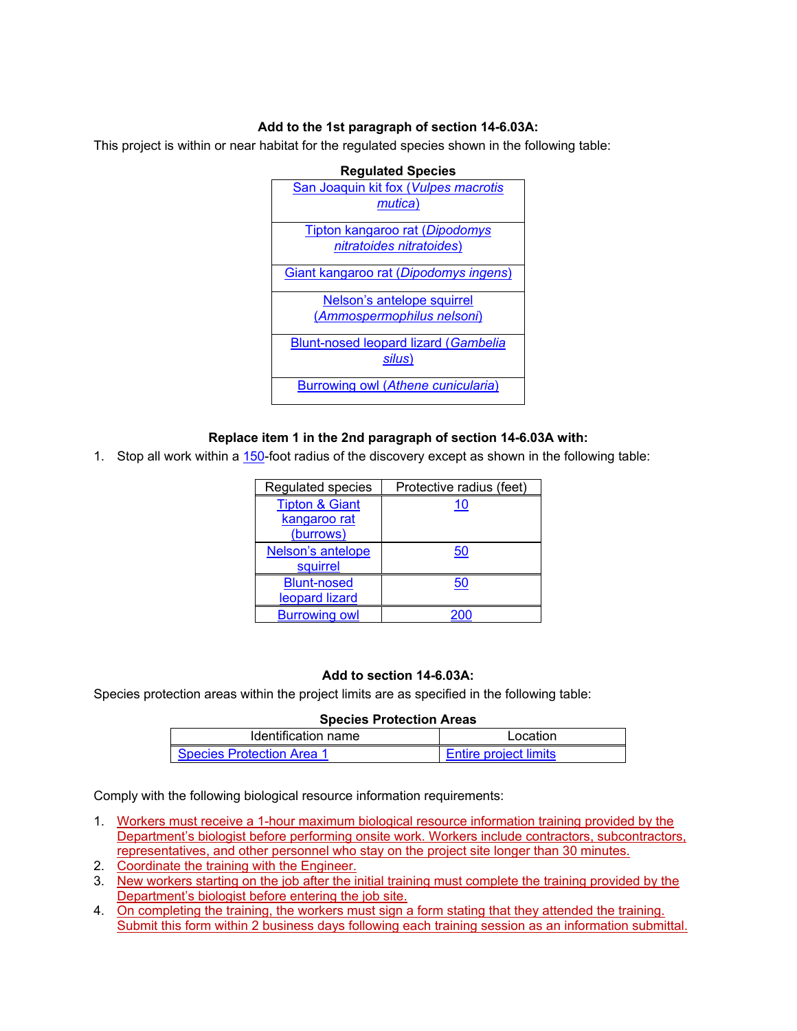**Add to the 1st paragraph of section 14-6.03A:**

This project is within or near habitat for the regulated species shown in the following table:

**Regulated Species**

| |
|---|
| San Joaquin kit fox (*Vulpes macrotis mutica*) |
| Tipton kangaroo rat (*Dipodomys nitratoides nitratoides*) |
| Giant kangaroo rat (*Dipodomys ingens*) |
| Nelson's antelope squirrel (*Ammospermophilus nelsoni*) |
| Blunt-nosed leopard lizard (*Gambelia silus*) |
| Burrowing owl (*Athene cunicularia*) |

**Replace item 1 in the 2nd paragraph of section 14-6.03A with:**

1. Stop all work within a 150-foot radius of the discovery except as shown in the following table:

| Regulated species | Protective radius (feet) |
|---|---|
| Tipton & Giant kangaroo rat (burrows) | 10 |
| Nelson's antelope squirrel | 50 |
| Blunt-nosed leopard lizard | 50 |
| Burrowing owl | 200 |

**Add to section 14-6.03A:**

Species protection areas within the project limits are as specified in the following table:

**Species Protection Areas**

| Identification name | Location |
|---|---|
| Species Protection Area 1 | Entire project limits |

Comply with the following biological resource information requirements:

1. Workers must receive a 1-hour maximum biological resource information training provided by the Department's biologist before performing onsite work. Workers include contractors, subcontractors, representatives, and other personnel who stay on the project site longer than 30 minutes.
2. Coordinate the training with the Engineer.
3. New workers starting on the job after the initial training must complete the training provided by the Department's biologist before entering the job site.
4. On completing the training, the workers must sign a form stating that they attended the training. Submit this form within 2 business days following each training session as an information submittal.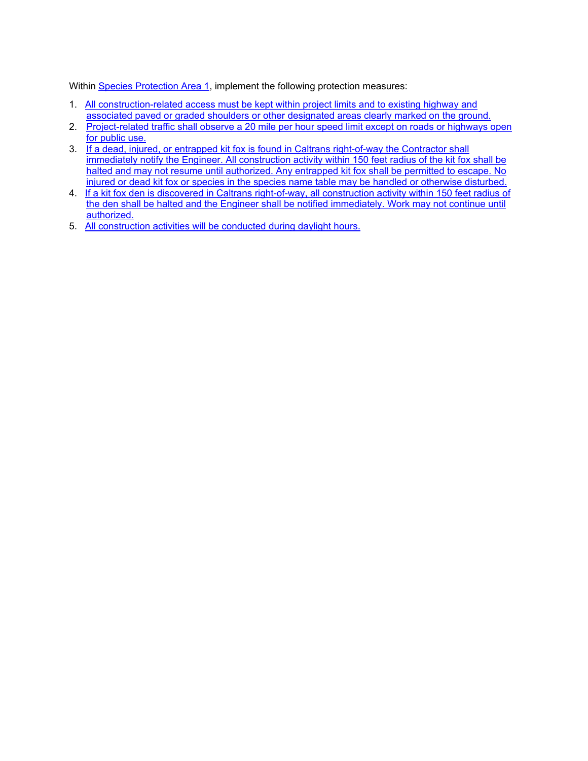Within Species Protection Area 1, implement the following protection measures:

1. All construction-related access must be kept within project limits and to existing highway and associated paved or graded shoulders or other designated areas clearly marked on the ground.
2. Project-related traffic shall observe a 20 mile per hour speed limit except on roads or highways open for public use.
3. If a dead, injured, or entrapped kit fox is found in Caltrans right-of-way the Contractor shall immediately notify the Engineer. All construction activity within 150 feet radius of the kit fox shall be halted and may not resume until authorized. Any entrapped kit fox shall be permitted to escape. No injured or dead kit fox or species in the species name table may be handled or otherwise disturbed.
4. If a kit fox den is discovered in Caltrans right-of-way, all construction activity within 150 feet radius of the den shall be halted and the Engineer shall be notified immediately. Work may not continue until authorized.
5. All construction activities will be conducted during daylight hours.